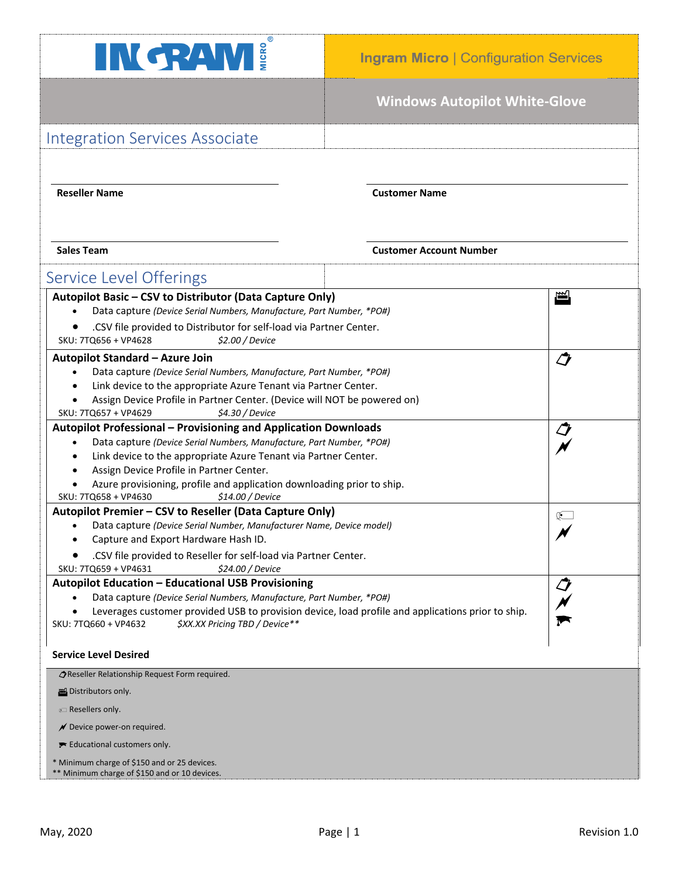# Ingram Micro | Configuration Services

## Windows Autopilot White-Glove

## Integration Services Associate

**Reseller Name**

**Customer Name**

**Sales Team**

**Customer Account Number**

## Service Level Offerings

**Autopilot Basic – CSV to Distributor (Data Capture Only)**

- Data capture *(Device Serial Numbers, Manufacture, Part Number, \*PO#)*
- .CSV file provided to Distributor for self-load via Partner Center.

SKU: 7TQ656 + VP4628 *$2.00 / Device*

**Autopilot Standard – Azure Join**

- Data capture *(Device Serial Numbers, Manufacture, Part Number, \*PO#)*
- Link device to the appropriate Azure Tenant via Partner Center.
- Assign Device Profile in Partner Center. (Device will NOT be powered on)

SKU: 7TQ657 + VP4629 *$4.30 / Device*

**Autopilot Professional – Provisioning and Application Downloads**

- Data capture *(Device Serial Numbers, Manufacture, Part Number, \*PO#)*
- Link device to the appropriate Azure Tenant via Partner Center.
- Assign Device Profile in Partner Center.
- Azure provisioning, profile and application downloading prior to ship.

SKU: 7TQ658 + VP4630 *$14.00 / Device*

**Autopilot Premier – CSV to Reseller (Data Capture Only)**

- Data capture *(Device Serial Number, Manufacturer Name, Device model)*
- Capture and Export Hardware Hash ID.
- .CSV file provided to Reseller for self-load via Partner Center.

SKU: 7TQ659 + VP4631 *$24.00 / Device*

**Autopilot Education – Educational USB Provisioning**

- Data capture *(Device Serial Numbers, Manufacture, Part Number, \*PO#)*
- Leverages customer provided USB to provision device, load profile and applications prior to ship.

SKU: 7TQ660 + VP4632 *$XX.XX Pricing TBD / Device\*\**

**Service Level Desired**

Reseller Relationship Request Form required.

Distributors only.

Resellers only.

Device power-on required.

Educational customers only.

\* Minimum charge of $150 and or 25 devices.
\*\* Minimum charge of $150 and or 10 devices.

May, 2020 Revision 1.0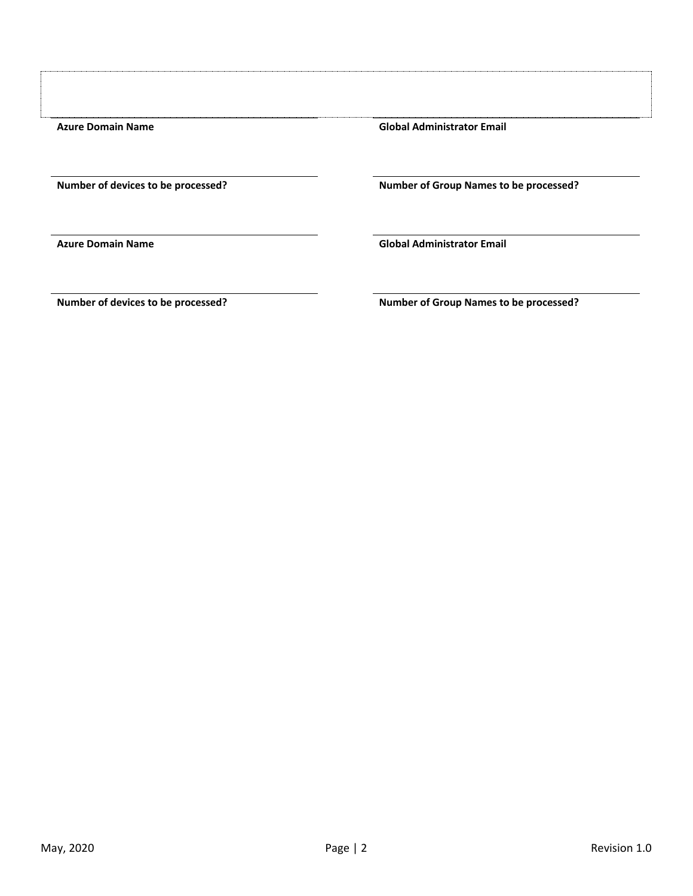**Azure Domain Name** | **Global Administrator Email**

**Number of devices to be processed?** | **Number of Group Names to be processed?**

**Azure Domain Name** | **Global Administrator Email**

**Number of devices to be processed?** | **Number of Group Names to be processed?**

May, 2020

Revision 1.0